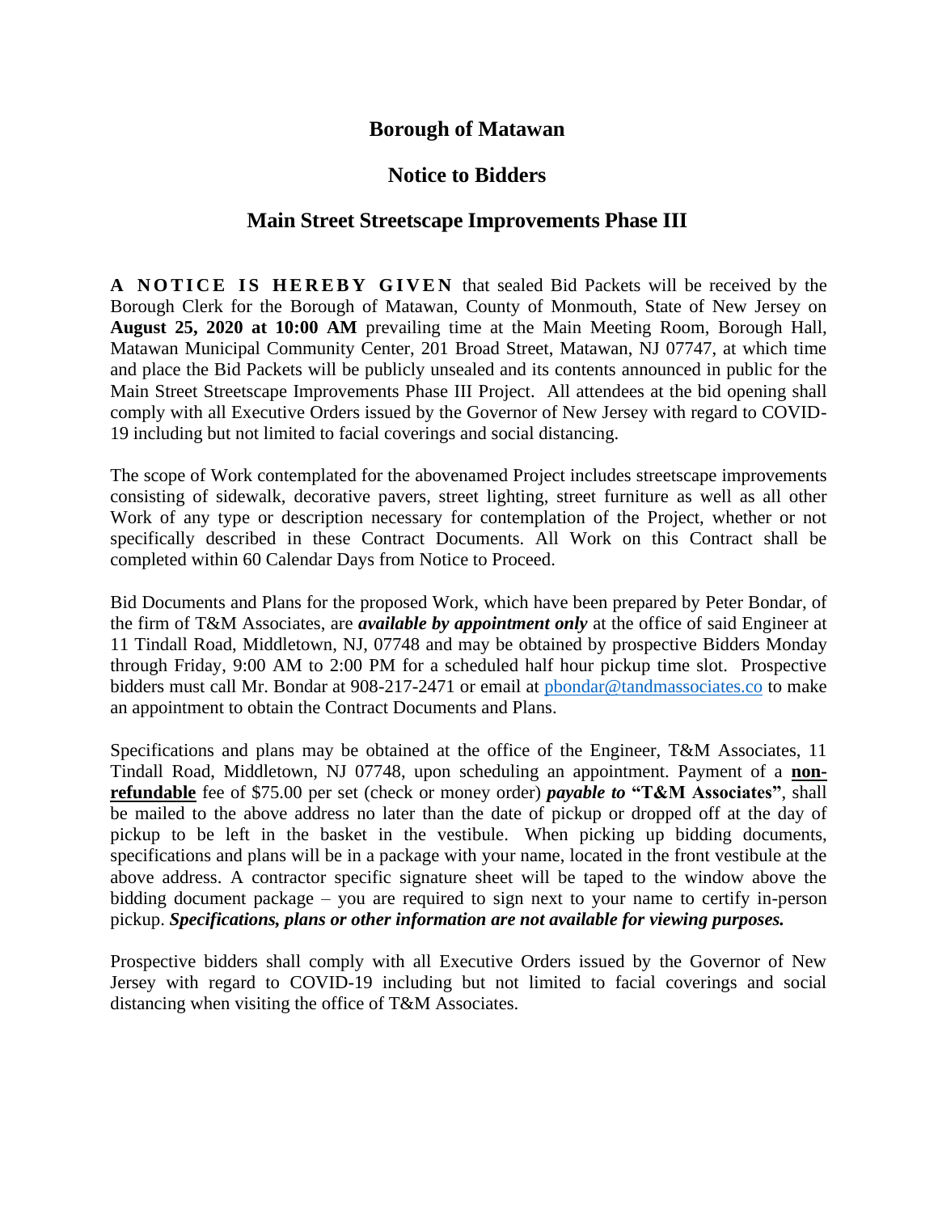# Borough of Matawan

## Notice to Bidders

## Main Street Streetscape Improvements Phase III

**A NOTICE IS HEREBY GIVEN** that sealed Bid Packets will be received by the Borough Clerk for the Borough of Matawan, County of Monmouth, State of New Jersey on **August 25, 2020 at 10:00 AM** prevailing time at the Main Meeting Room, Borough Hall, Matawan Municipal Community Center, 201 Broad Street, Matawan, NJ 07747, at which time and place the Bid Packets will be publicly unsealed and its contents announced in public for the Main Street Streetscape Improvements Phase III Project. All attendees at the bid opening shall comply with all Executive Orders issued by the Governor of New Jersey with regard to COVID-19 including but not limited to facial coverings and social distancing.

The scope of Work contemplated for the abovenamed Project includes streetscape improvements consisting of sidewalk, decorative pavers, street lighting, street furniture as well as all other Work of any type or description necessary for contemplation of the Project, whether or not specifically described in these Contract Documents. All Work on this Contract shall be completed within 60 Calendar Days from Notice to Proceed.

Bid Documents and Plans for the proposed Work, which have been prepared by Peter Bondar, of the firm of T&M Associates, are ***available by appointment only*** at the office of said Engineer at 11 Tindall Road, Middletown, NJ, 07748 and may be obtained by prospective Bidders Monday through Friday, 9:00 AM to 2:00 PM for a scheduled half hour pickup time slot. Prospective bidders must call Mr. Bondar at 908-217-2471 or email at pbondar@tandmassociates.co to make an appointment to obtain the Contract Documents and Plans.

Specifications and plans may be obtained at the office of the Engineer, T&M Associates, 11 Tindall Road, Middletown, NJ 07748, upon scheduling an appointment. Payment of a **non-refundable** fee of $75.00 per set (check or money order) ***payable to*** **"T&M Associates"**, shall be mailed to the above address no later than the date of pickup or dropped off at the day of pickup to be left in the basket in the vestibule. When picking up bidding documents, specifications and plans will be in a package with your name, located in the front vestibule at the above address. A contractor specific signature sheet will be taped to the window above the bidding document package – you are required to sign next to your name to certify in-person pickup. ***Specifications, plans or other information are not available for viewing purposes.***

Prospective bidders shall comply with all Executive Orders issued by the Governor of New Jersey with regard to COVID-19 including but not limited to facial coverings and social distancing when visiting the office of T&M Associates.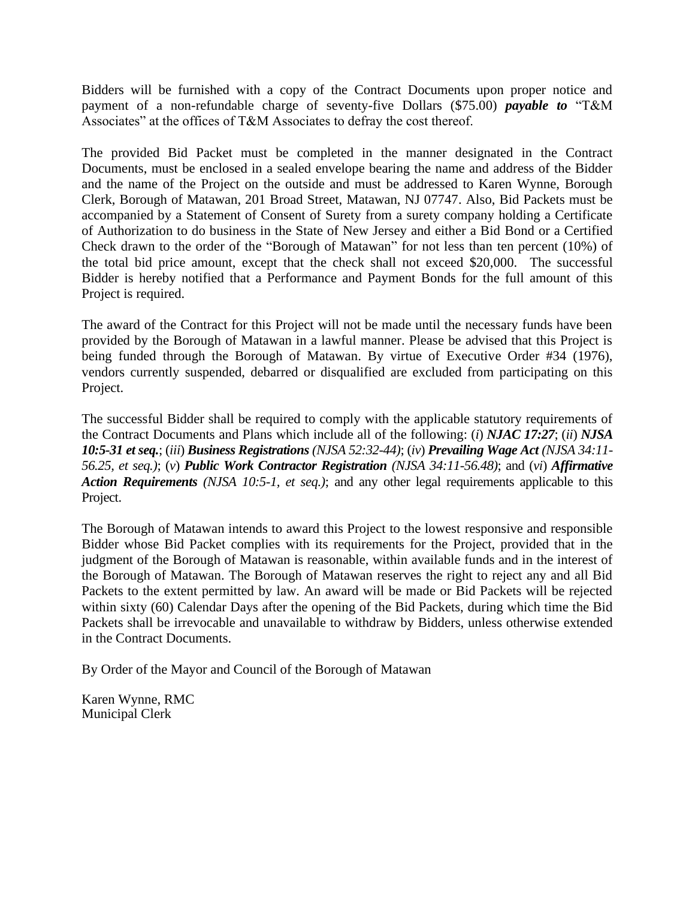Bidders will be furnished with a copy of the Contract Documents upon proper notice and payment of a non-refundable charge of seventy-five Dollars ($75.00) ***payable to*** "T&M Associates" at the offices of T&M Associates to defray the cost thereof.

The provided Bid Packet must be completed in the manner designated in the Contract Documents, must be enclosed in a sealed envelope bearing the name and address of the Bidder and the name of the Project on the outside and must be addressed to Karen Wynne, Borough Clerk, Borough of Matawan, 201 Broad Street, Matawan, NJ 07747. Also, Bid Packets must be accompanied by a Statement of Consent of Surety from a surety company holding a Certificate of Authorization to do business in the State of New Jersey and either a Bid Bond or a Certified Check drawn to the order of the "Borough of Matawan" for not less than ten percent (10%) of the total bid price amount, except that the check shall not exceed $20,000. The successful Bidder is hereby notified that a Performance and Payment Bonds for the full amount of this Project is required.

The award of the Contract for this Project will not be made until the necessary funds have been provided by the Borough of Matawan in a lawful manner. Please be advised that this Project is being funded through the Borough of Matawan. By virtue of Executive Order #34 (1976), vendors currently suspended, debarred or disqualified are excluded from participating on this Project.

The successful Bidder shall be required to comply with the applicable statutory requirements of the Contract Documents and Plans which include all of the following: (*i*) ***NJAC 17:27***; (*ii*) ***NJSA 10:5-31 et seq.***; (*iii*) ***Business Registrations*** *(NJSA 52:32-44)*; (*iv*) ***Prevailing Wage Act*** *(NJSA 34:11-56.25, et seq.)*; (*v*) ***Public Work Contractor Registration*** *(NJSA 34:11-56.48)*; and (*vi*) ***Affirmative Action Requirements*** *(NJSA 10:5-1, et seq.)*; and any other legal requirements applicable to this Project.

The Borough of Matawan intends to award this Project to the lowest responsive and responsible Bidder whose Bid Packet complies with its requirements for the Project, provided that in the judgment of the Borough of Matawan is reasonable, within available funds and in the interest of the Borough of Matawan. The Borough of Matawan reserves the right to reject any and all Bid Packets to the extent permitted by law. An award will be made or Bid Packets will be rejected within sixty (60) Calendar Days after the opening of the Bid Packets, during which time the Bid Packets shall be irrevocable and unavailable to withdraw by Bidders, unless otherwise extended in the Contract Documents.

By Order of the Mayor and Council of the Borough of Matawan

Karen Wynne, RMC
Municipal Clerk